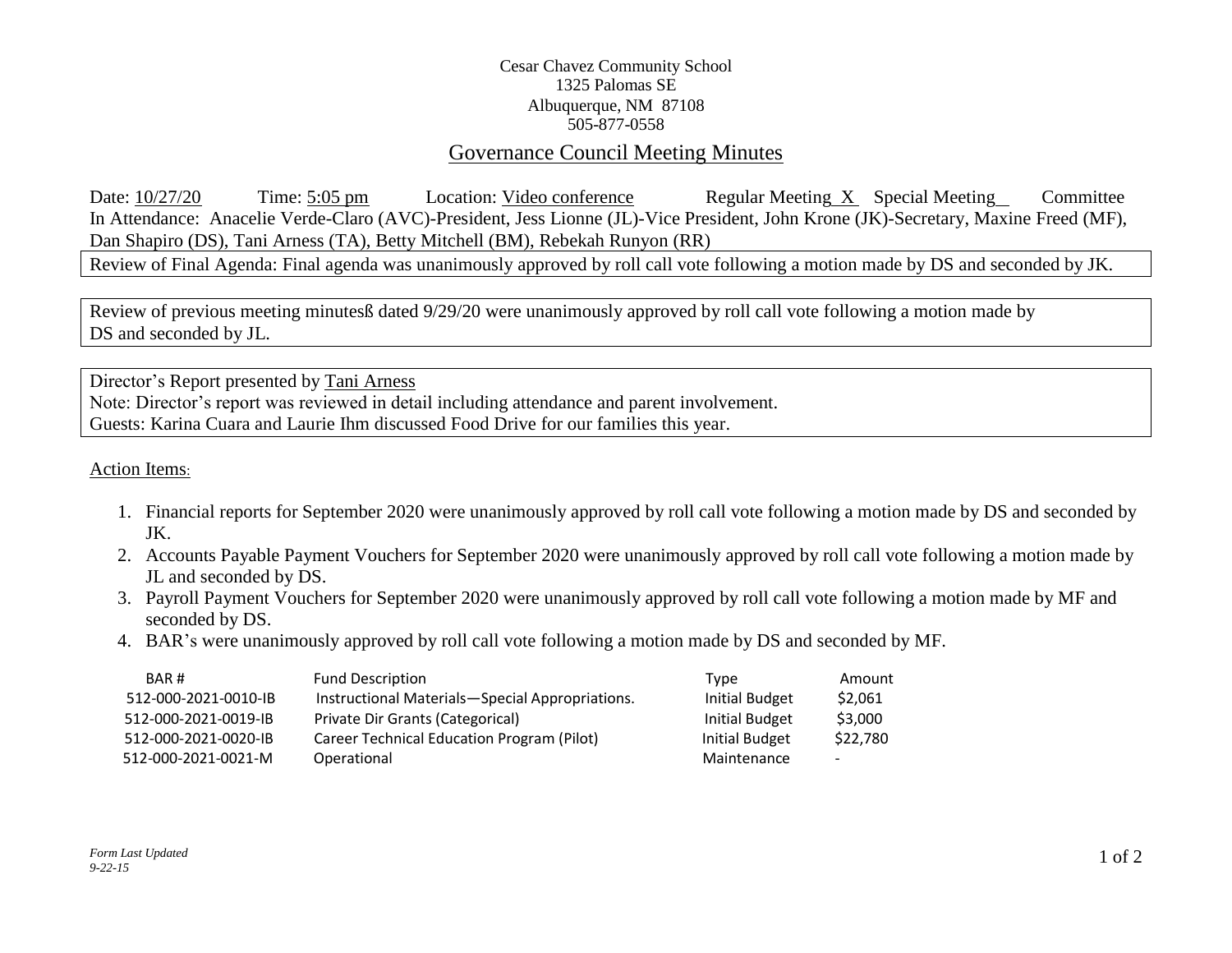Cesar Chavez Community School
1325 Palomas SE
Albuquerque, NM 87108
505-877-0558

# Governance Council Meeting Minutes

Date: 10/27/20 Time: 5:05 pm Location: Video conference Regular Meeting X Special Meeting__ Committee

In Attendance: Anacelie Verde-Claro (AVC)-President, Jess Lionne (JL)-Vice President, John Krone (JK)-Secretary, Maxine Freed (MF), Dan Shapiro (DS), Tani Arness (TA), Betty Mitchell (BM), Rebekah Runyon (RR)

Review of Final Agenda: Final agenda was unanimously approved by roll call vote following a motion made by DS and seconded by JK.

Review of previous meeting minutesß dated 9/29/20 were unanimously approved by roll call vote following a motion made by DS and seconded by JL.

Director's Report presented by Tani Arness
Note: Director's report was reviewed in detail including attendance and parent involvement.
Guests: Karina Cuara and Laurie Ihm discussed Food Drive for our families this year.

Action Items:

1. Financial reports for September 2020 were unanimously approved by roll call vote following a motion made by DS and seconded by JK.
2. Accounts Payable Payment Vouchers for September 2020 were unanimously approved by roll call vote following a motion made by JL and seconded by DS.
3. Payroll Payment Vouchers for September 2020 were unanimously approved by roll call vote following a motion made by MF and seconded by DS.
4. BAR's were unanimously approved by roll call vote following a motion made by DS and seconded by MF.

| BAR # | Fund Description | Type | Amount |
|---|---|---|---|
| 512-000-2021-0010-IB | Instructional Materials—Special Appropriations. | Initial Budget | $2,061 |
| 512-000-2021-0019-IB | Private Dir Grants (Categorical) | Initial Budget | $3,000 |
| 512-000-2021-0020-IB | Career Technical Education Program (Pilot) | Initial Budget | $22,780 |
| 512-000-2021-0021-M | Operational | Maintenance | - |

*Form Last Updated*
*9-22-15*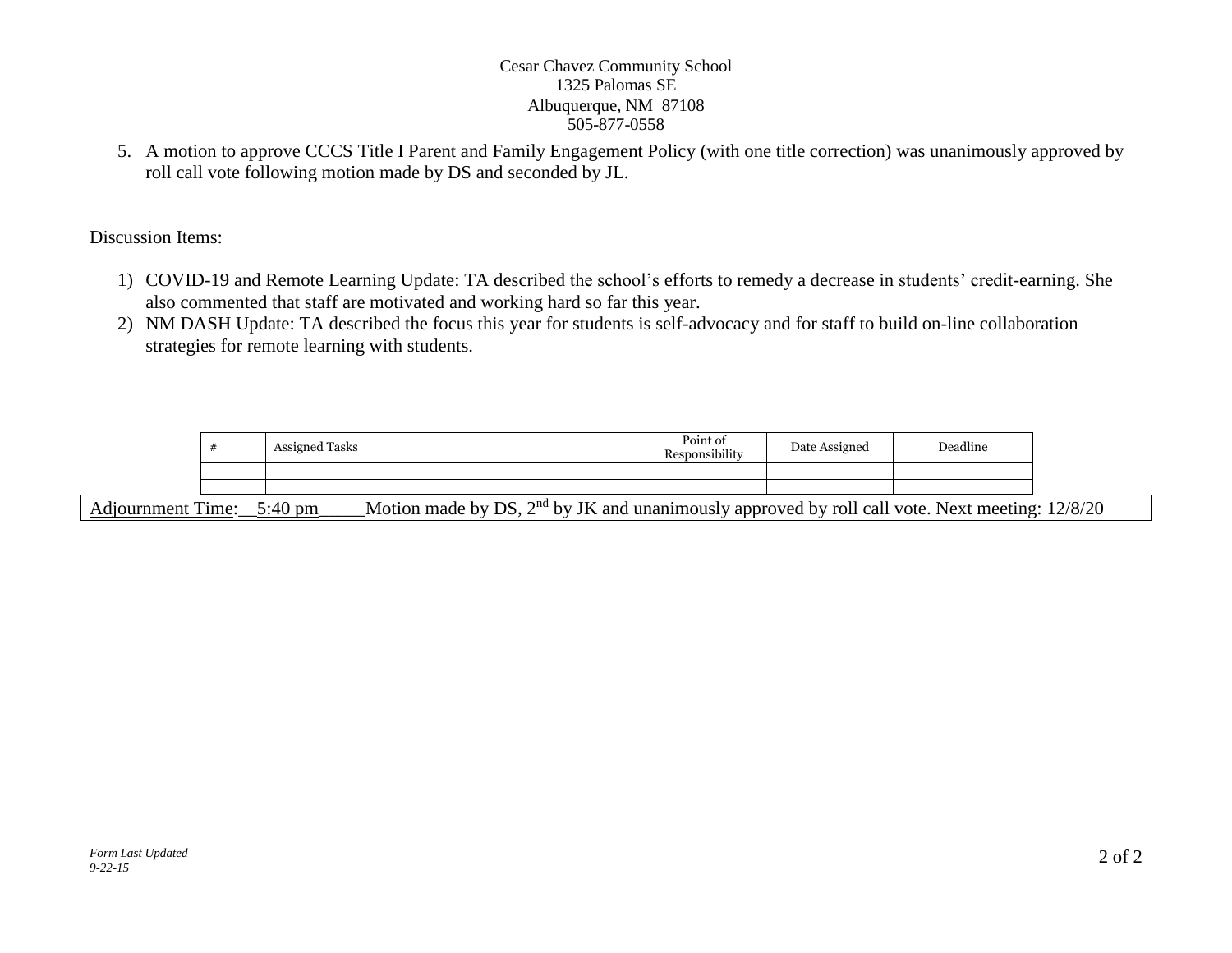Cesar Chavez Community School
1325 Palomas SE
Albuquerque, NM 87108
505-877-0558

5. A motion to approve CCCS Title I Parent and Family Engagement Policy (with one title correction) was unanimously approved by roll call vote following motion made by DS and seconded by JL.

Discussion Items:

1) COVID-19 and Remote Learning Update: TA described the school's efforts to remedy a decrease in students' credit-earning. She also commented that staff are motivated and working hard so far this year.
2) NM DASH Update: TA described the focus this year for students is self-advocacy and for staff to build on-line collaboration strategies for remote learning with students.

| # | Assigned Tasks | Point of Responsibility | Date Assigned | Deadline |
|---|---|---|---|---|
| | | | | |
| | | | | |

Adjournment Time: __5:40 pm_____ Motion made by DS, 2nd by JK and unanimously approved by roll call vote. Next meeting: 12/8/20

*Form Last Updated 9-22-15*